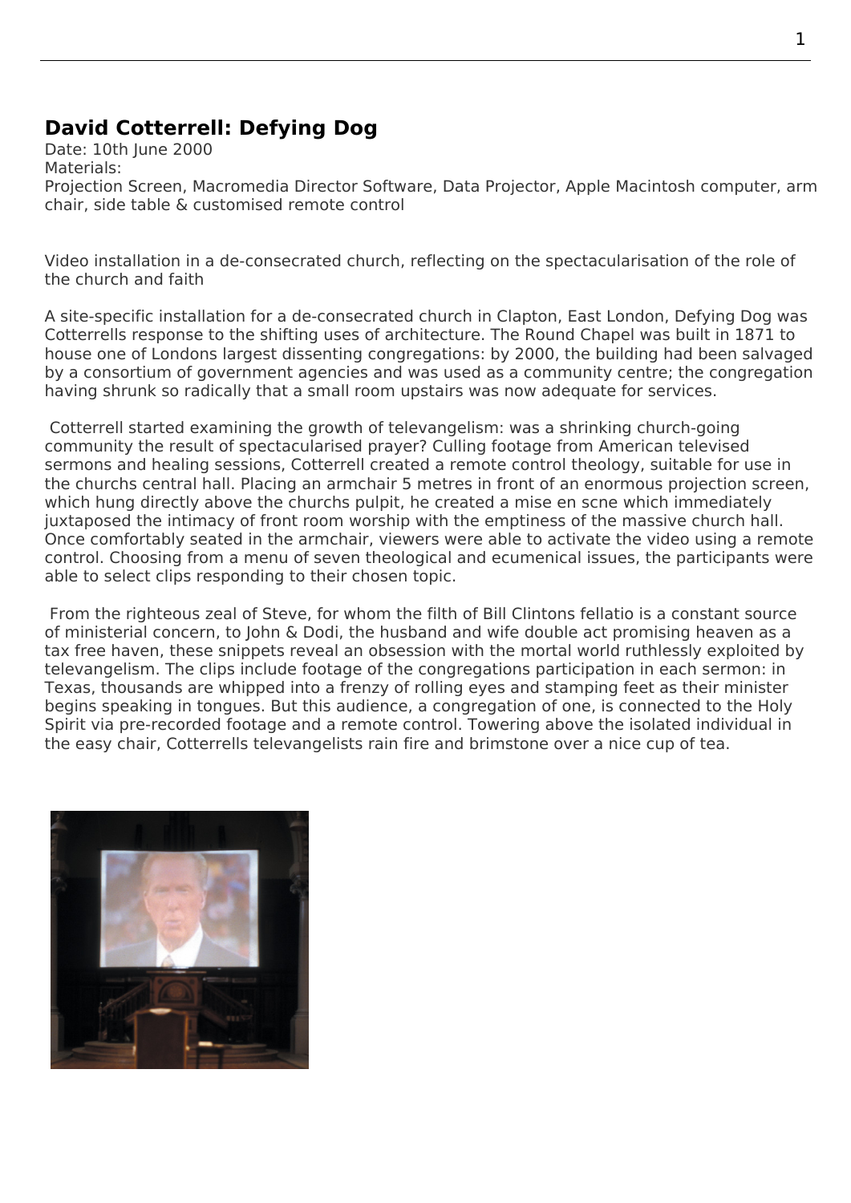## David Cotterrell: Defying Dog

Date: 10th June 2000
Materials:
Projection Screen, Macromedia Director Software, Data Projector, Apple Macintosh computer, arm chair, side table & customised remote control

Video installation in a de-consecrated church, reflecting on the spectacularisation of the role of the church and faith

A site-specific installation for a de-consecrated church in Clapton, East London, Defying Dog was Cotterrells response to the shifting uses of architecture. The Round Chapel was built in 1871 to house one of Londons largest dissenting congregations: by 2000, the building had been salvaged by a consortium of government agencies and was used as a community centre; the congregation having shrunk so radically that a small room upstairs was now adequate for services.

Cotterrell started examining the growth of televangelism: was a shrinking church-going community the result of spectacularised prayer? Culling footage from American televised sermons and healing sessions, Cotterrell created a remote control theology, suitable for use in the churchs central hall. Placing an armchair 5 metres in front of an enormous projection screen, which hung directly above the churchs pulpit, he created a mise en scne which immediately juxtaposed the intimacy of front room worship with the emptiness of the massive church hall. Once comfortably seated in the armchair, viewers were able to activate the video using a remote control. Choosing from a menu of seven theological and ecumenical issues, the participants were able to select clips responding to their chosen topic.

From the righteous zeal of Steve, for whom the filth of Bill Clintons fellatio is a constant source of ministerial concern, to John & Dodi, the husband and wife double act promising heaven as a tax free haven, these snippets reveal an obsession with the mortal world ruthlessly exploited by televangelism. The clips include footage of the congregations participation in each sermon: in Texas, thousands are whipped into a frenzy of rolling eyes and stamping feet as their minister begins speaking in tongues. But this audience, a congregation of one, is connected to the Holy Spirit via pre-recorded footage and a remote control. Towering above the isolated individual in the easy chair, Cotterrells televangelists rain fire and brimstone over a nice cup of tea.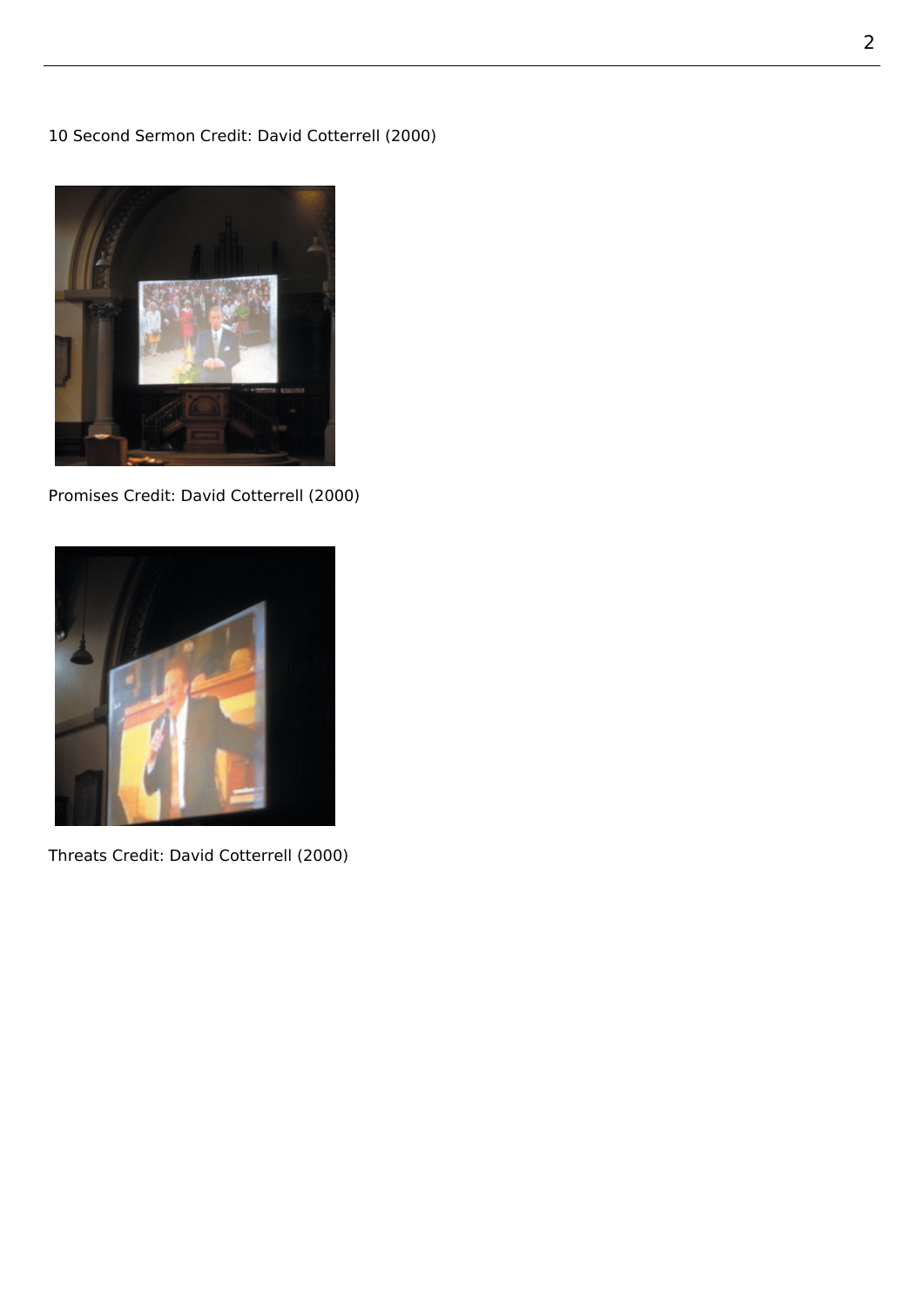10 Second Sermon Credit: David Cotterrell (2000)

Promises Credit: David Cotterrell (2000)

Threats Credit: David Cotterrell (2000)